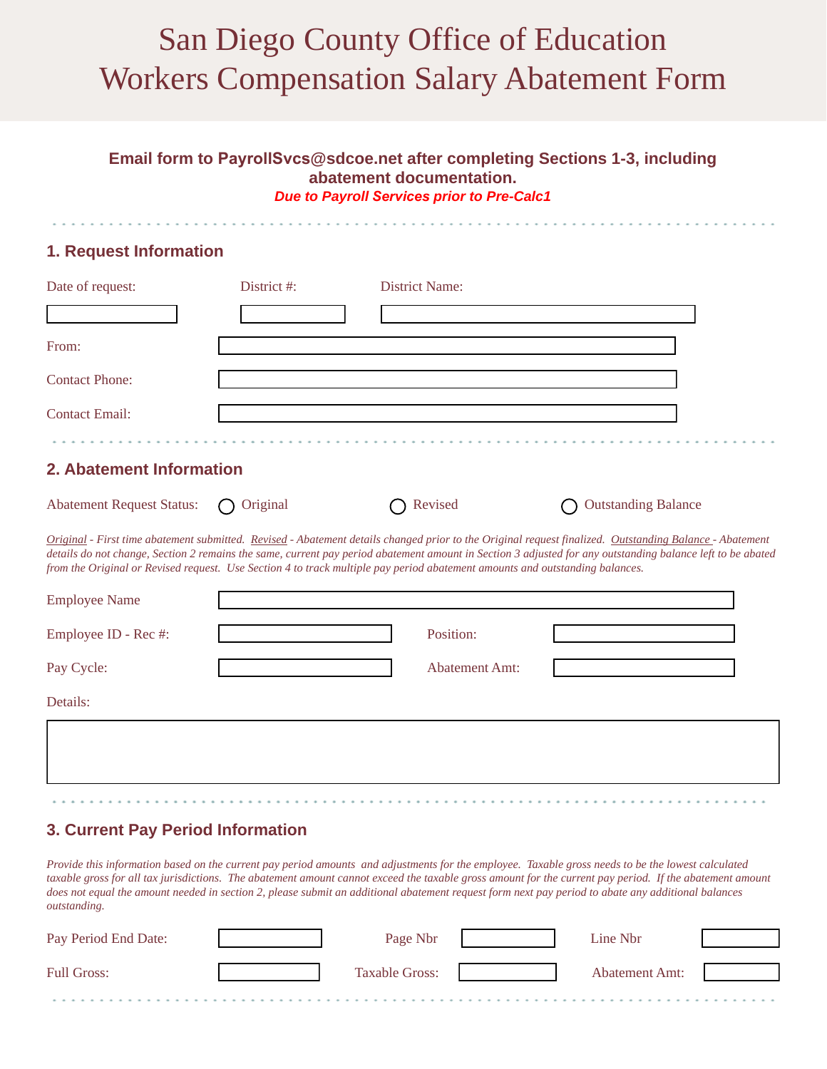# San Diego County Office of Education
# Workers Compensation Salary Abatement Form

**Email form to PayrollSvcs@sdcoe.net after completing Sections 1-3, including abatement documentation.**

***Due to Payroll Services prior to Pre-Calc1***

## 1. Request Information

Date of request: ______ District #: ______ District Name: ______

From: ______

Contact Phone: ______

Contact Email: ______

## 2. Abatement Information

Abatement Request Status: ○ Original ○ Revised ○ Outstanding Balance

*Original - First time abatement submitted. Revised - Abatement details changed prior to the Original request finalized. Outstanding Balance - Abatement details do not change, Section 2 remains the same, current pay period abatement amount in Section 3 adjusted for any outstanding balance left to be abated from the Original or Revised request. Use Section 4 to track multiple pay period abatement amounts and outstanding balances.*

Employee Name ______

Employee ID - Rec #: ______ Position: ______

Pay Cycle: ______ Abatement Amt: ______

Details:

______

## 3. Current Pay Period Information

*Provide this information based on the current pay period amounts and adjustments for the employee. Taxable gross needs to be the lowest calculated taxable gross for all tax jurisdictions. The abatement amount cannot exceed the taxable gross amount for the current pay period. If the abatement amount does not equal the amount needed in section 2, please submit an additional abatement request form next pay period to abate any additional balances outstanding.*

Pay Period End Date: ______ Page Nbr ______ Line Nbr ______

Full Gross: ______ Taxable Gross: ______ Abatement Amt: ______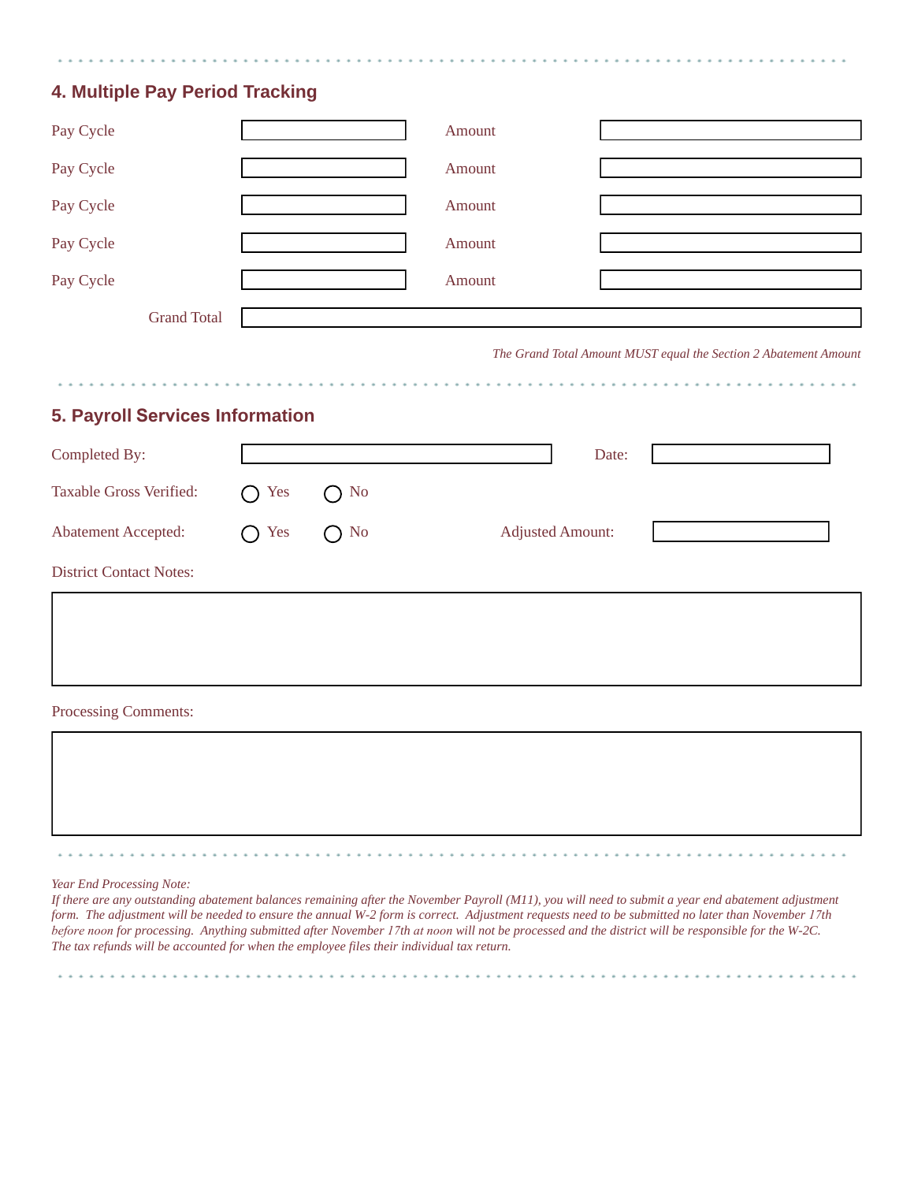## 4. Multiple Pay Period Tracking

| | | | |
|---|---|---|---|
| Pay Cycle | | Amount | |
| Pay Cycle | | Amount | |
| Pay Cycle | | Amount | |
| Pay Cycle | | Amount | |
| Pay Cycle | | Amount | |
| Grand Total | | | |

*The Grand Total Amount MUST equal the Section 2 Abatement Amount*

## 5. Payroll Services Information

Completed By: ____________________ Date: ____________

Taxable Gross Verified: ○ Yes ○ No

Abatement Accepted: ○ Yes ○ No Adjusted Amount: ____________

District Contact Notes:

Processing Comments:

*Year End Processing Note:*
*If there are any outstanding abatement balances remaining after the November Payroll (M11), you will need to submit a year end abatement adjustment form. The adjustment will be needed to ensure the annual W-2 form is correct. Adjustment requests need to be submitted no later than November 17th before noon for processing. Anything submitted after November 17th at noon will not be processed and the district will be responsible for the W-2C. The tax refunds will be accounted for when the employee files their individual tax return.*